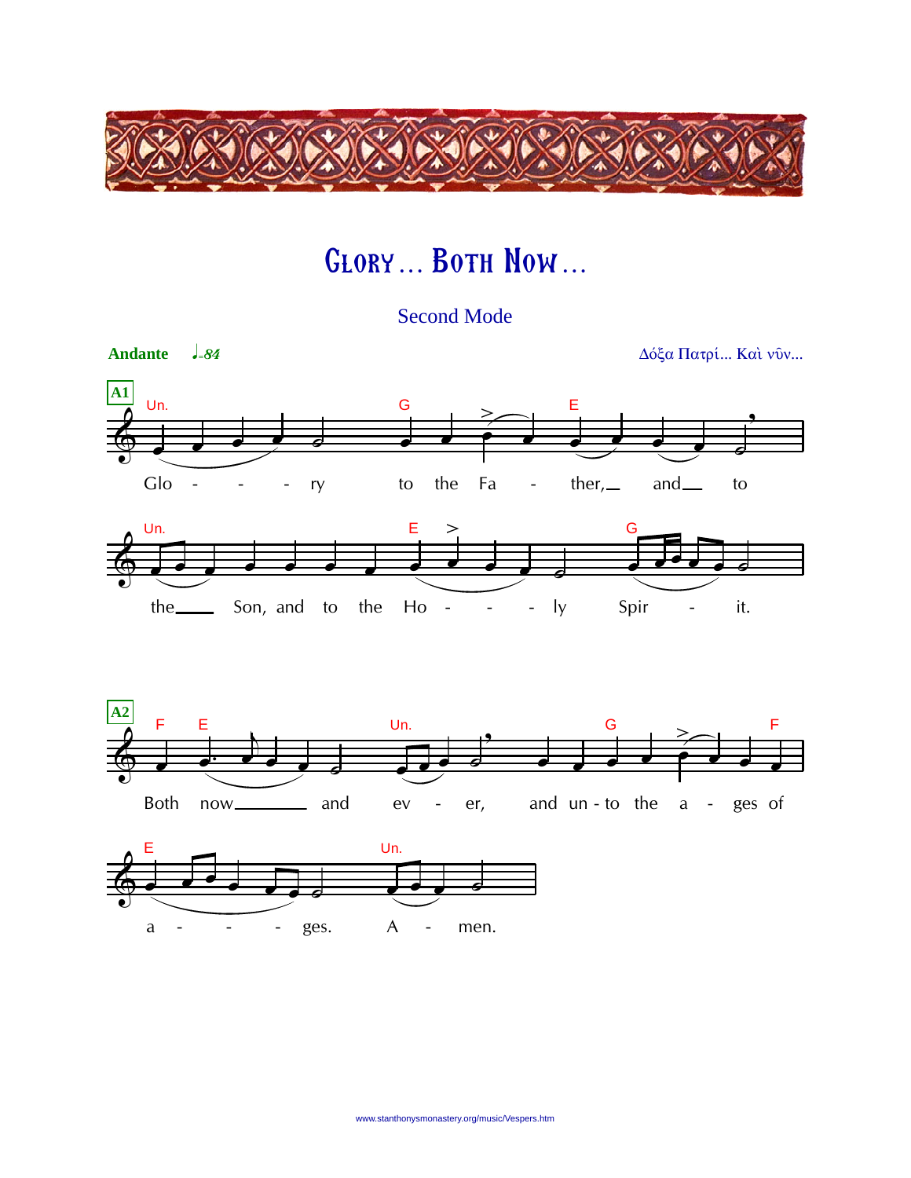# Glory… Both Now…

## Second Mode

**Andante** ♩=84

Δόξα Πατρί... Καὶ νῦν...

**A1**

Glory to the Father, and to the Son, and to the Holy Spirit.

**A2**

Both now and ever, and unto the ages of ages. Amen.

www.stanthonysmonastery.org/music/Vespers.htm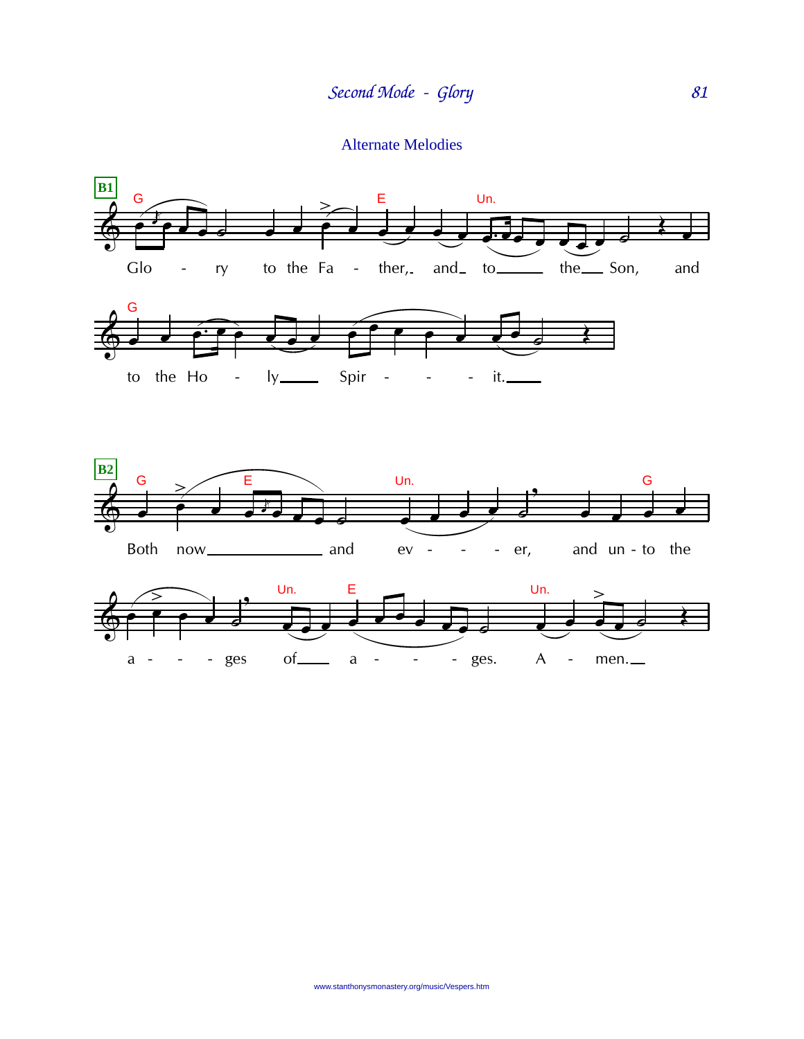## Alternate Melodies

**B1**

Glo - ry to the Fa - ther, and to the Son, and to the Ho - ly Spir - it.

**B2**

Both now and ev - er, and un - to the a - ges of a - ges. A - men.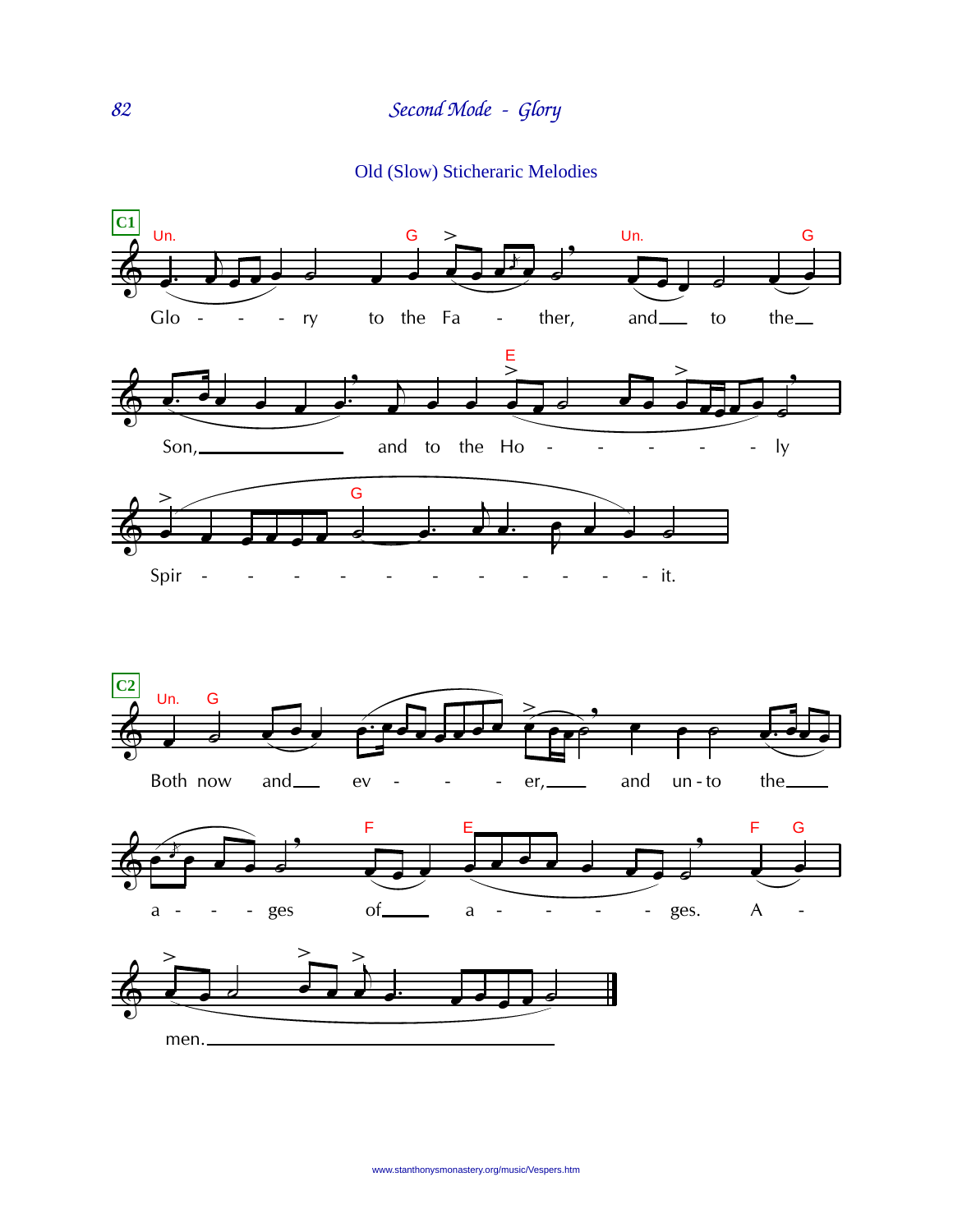## Old (Slow) Sticheraric Melodies

**C1**

Un. G Un. G

Glo - - - ry to the Fa - ther, and___ to the___

E

Son,_______________ and to the Ho - - - - - ly

G

Spir - - - - - - - - - - - it.

**C2**

Un. G

Both now and___ ev - - - er,___ and un - to the____

F E F G

a - - - ges of____ a - - - - ges. A -

men.________________________________